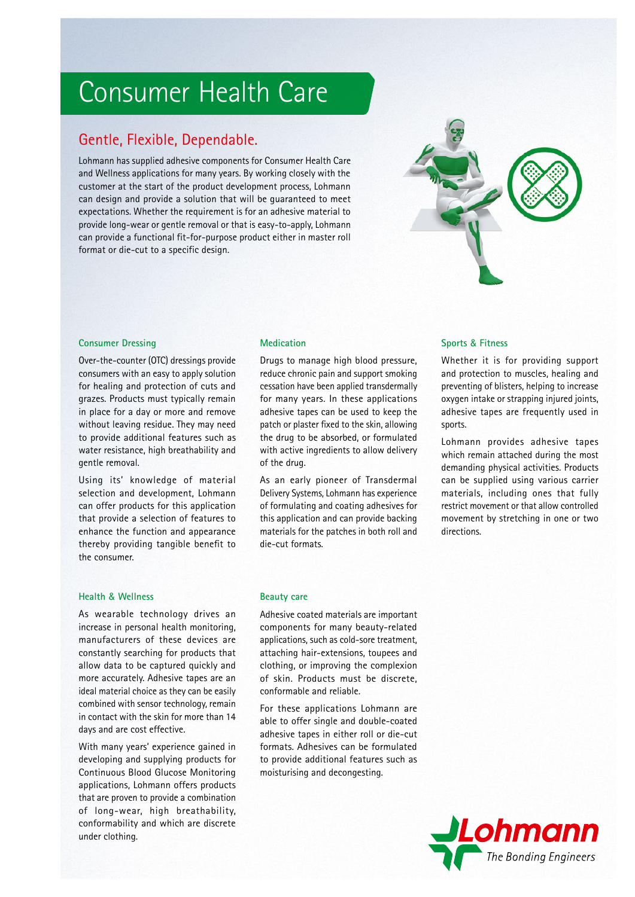# Consumer Health Care

## Gentle, Flexible, Dependable.

Lohmann has supplied adhesive components for Consumer Health Care and Wellness applications for many years. By working closely with the customer at the start of the product development process, Lohmann can design and provide a solution that will be guaranteed to meet expectations. Whether the requirement is for an adhesive material to provide long-wear or gentle removal or that is easy-to-apply, Lohmann can provide a functional fit-for-purpose product either in master roll format or die-cut to a specific design.

### Consumer Dressing

Over-the-counter (OTC) dressings provide consumers with an easy to apply solution for healing and protection of cuts and grazes. Products must typically remain in place for a day or more and remove without leaving residue. They may need to provide additional features such as water resistance, high breathability and gentle removal.

Using its' knowledge of material selection and development, Lohmann can offer products for this application that provide a selection of features to enhance the function and appearance thereby providing tangible benefit to the consumer.

### Medication

Drugs to manage high blood pressure, reduce chronic pain and support smoking cessation have been applied transdermally for many years. In these applications adhesive tapes can be used to keep the patch or plaster fixed to the skin, allowing the drug to be absorbed, or formulated with active ingredients to allow delivery of the drug.

As an early pioneer of Transdermal Delivery Systems, Lohmann has experience of formulating and coating adhesives for this application and can provide backing materials for the patches in both roll and die-cut formats.

### Sports & Fitness

Whether it is for providing support and protection to muscles, healing and preventing of blisters, helping to increase oxygen intake or strapping injured joints, adhesive tapes are frequently used in sports.

Lohmann provides adhesive tapes which remain attached during the most demanding physical activities. Products can be supplied using various carrier materials, including ones that fully restrict movement or that allow controlled movement by stretching in one or two directions.

### Health & Wellness

As wearable technology drives an increase in personal health monitoring, manufacturers of these devices are constantly searching for products that allow data to be captured quickly and more accurately. Adhesive tapes are an ideal material choice as they can be easily combined with sensor technology, remain in contact with the skin for more than 14 days and are cost effective.

With many years' experience gained in developing and supplying products for Continuous Blood Glucose Monitoring applications, Lohmann offers products that are proven to provide a combination of long-wear, high breathability, conformability and which are discrete under clothing.

### Beauty care

Adhesive coated materials are important components for many beauty-related applications, such as cold-sore treatment, attaching hair-extensions, toupees and clothing, or improving the complexion of skin. Products must be discrete, conformable and reliable.

For these applications Lohmann are able to offer single and double-coated adhesive tapes in either roll or die-cut formats. Adhesives can be formulated to provide additional features such as moisturising and decongesting.

Lohmann
*The Bonding Engineers*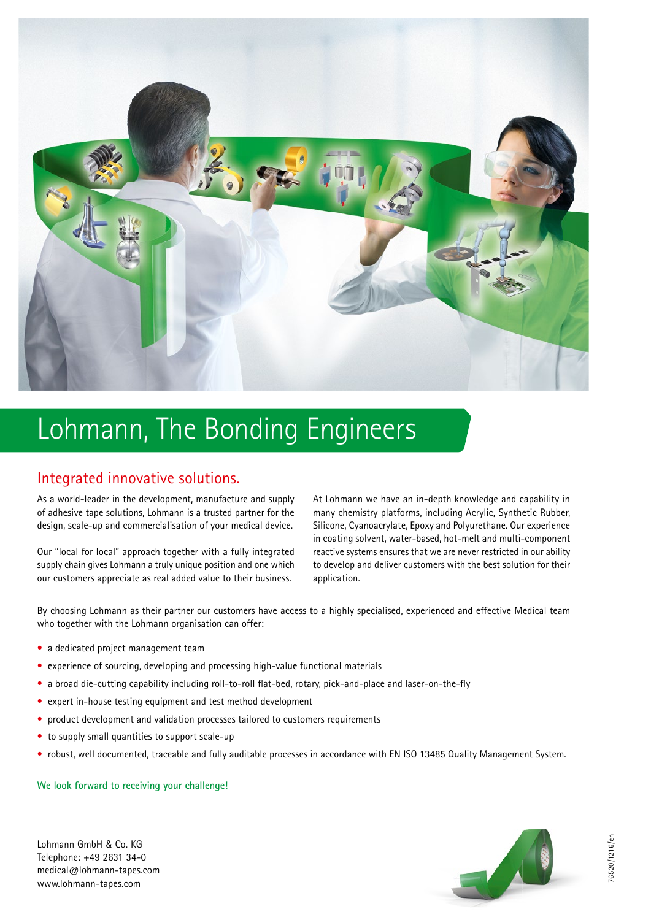# Lohmann, The Bonding Engineers

## Integrated innovative solutions.

As a world-leader in the development, manufacture and supply of adhesive tape solutions, Lohmann is a trusted partner for the design, scale-up and commercialisation of your medical device.

Our "local for local" approach together with a fully integrated supply chain gives Lohmann a truly unique position and one which our customers appreciate as real added value to their business.

At Lohmann we have an in-depth knowledge and capability in many chemistry platforms, including Acrylic, Synthetic Rubber, Silicone, Cyanoacrylate, Epoxy and Polyurethane. Our experience in coating solvent, water-based, hot-melt and multi-component reactive systems ensures that we are never restricted in our ability to develop and deliver customers with the best solution for their application.

By choosing Lohmann as their partner our customers have access to a highly specialised, experienced and effective Medical team who together with the Lohmann organisation can offer:

- a dedicated project management team
- experience of sourcing, developing and processing high-value functional materials
- a broad die-cutting capability including roll-to-roll flat-bed, rotary, pick-and-place and laser-on-the-fly
- expert in-house testing equipment and test method development
- product development and validation processes tailored to customers requirements
- to supply small quantities to support scale-up
- robust, well documented, traceable and fully auditable processes in accordance with EN ISO 13485 Quality Management System.

**We look forward to receiving your challenge!**

Lohmann GmbH & Co. KG
Telephone: +49 2631 34-0
medical@lohmann-tapes.com
www.lohmann-tapes.com

76520/1216/en